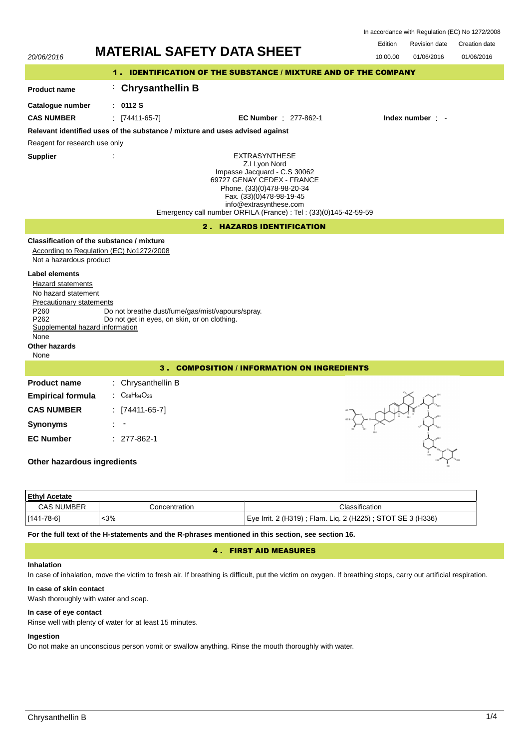In accordance with Regulation (EC) No 1272/2008

| | | Edition | Revision date | Creation date |
|---|---|---|---|---|
| 20/06/2016 | **MATERIAL SAFETY DATA SHEET** | 10.00.00 | 01/06/2016 | 01/06/2016 |

## 1 . IDENTIFICATION OF THE SUBSTANCE / MIXTURE AND OF THE COMPANY

**Product name** : **Chrysanthellin B**

**Catalogue number** : **0112 S**

**CAS NUMBER** : [74411-65-7] **EC Number** : 277-862-1 **Index number** : -

**Relevant identified uses of the substance / mixture and uses advised against**

Reagent for research use only

**Supplier** :

EXTRASYNTHESE
Z.I Lyon Nord
Impasse Jacquard - C.S 30062
69727 GENAY CEDEX - FRANCE
Phone. (33)(0)478-98-20-34
Fax. (33)(0)478-98-19-45
info@extrasynthese.com
Emergency call number ORFILA (France) : Tel : (33)(0)145-42-59-59

## 2 . HAZARDS IDENTIFICATION

**Classification of the substance / mixture**

According to Regulation (EC) No1272/2008

Not a hazardous product

**Label elements**

Hazard statements

No hazard statement

Precautionary statements

P260 Do not breathe dust/fume/gas/mist/vapours/spray.

P262 Do not get in eyes, on skin, or on clothing.

Supplemental hazard information

None

**Other hazards**

None

## 3 . COMPOSITION / INFORMATION ON INGREDIENTS

**Product name** : Chrysanthellin B

**Empirical formula** : $C_{58}H_{94}O_{26}$

**CAS NUMBER** : [74411-65-7]

**Synonyms** : -

**EC Number** : 277-862-1

**Other hazardous ingredients**

| **Ethyl Acetate** | | |
|---|---|---|
| CAS NUMBER | Concentration | Classification |
| [141-78-6] | <3% | Eye Irrit. 2 (H319) ; Flam. Liq. 2 (H225) ; STOT SE 3 (H336) |

**For the full text of the H-statements and the R-phrases mentioned in this section, see section 16.**

## 4 . FIRST AID MEASURES

**Inhalation**

In case of inhalation, move the victim to fresh air. If breathing is difficult, put the victim on oxygen. If breathing stops, carry out artificial respiration.

**In case of skin contact**

Wash thoroughly with water and soap.

**In case of eye contact**

Rinse well with plenty of water for at least 15 minutes.

**Ingestion**

Do not make an unconscious person vomit or swallow anything. Rinse the mouth thoroughly with water.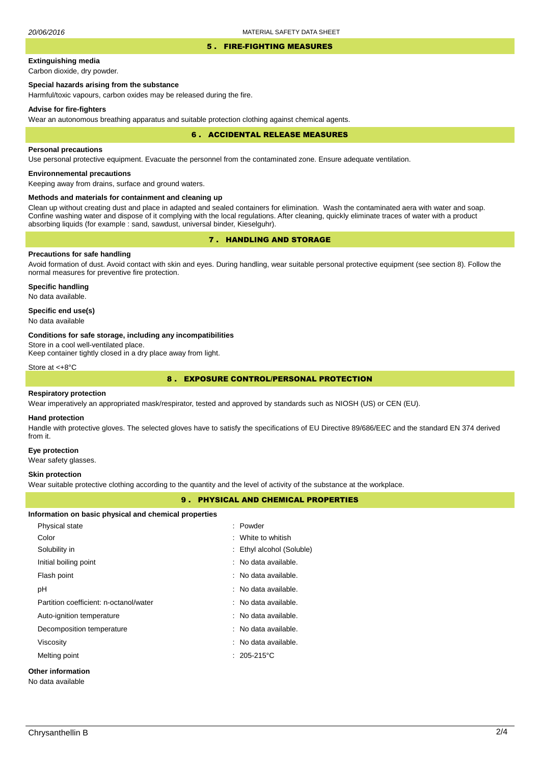## 5 . FIRE-FIGHTING MEASURES

### Extinguishing media

Carbon dioxide, dry powder.

### Special hazards arising from the substance

Harmful/toxic vapours, carbon oxides may be released during the fire.

### Advise for fire-fighters

Wear an autonomous breathing apparatus and suitable protection clothing against chemical agents.

## 6 . ACCIDENTAL RELEASE MEASURES

### Personal precautions

Use personal protective equipment. Evacuate the personnel from the contaminated zone. Ensure adequate ventilation.

### Environnemental precautions

Keeping away from drains, surface and ground waters.

### Methods and materials for containment and cleaning up

Clean up without creating dust and place in adapted and sealed containers for elimination. Wash the contaminated aera with water and soap. Confine washing water and dispose of it complying with the local regulations. After cleaning, quickly eliminate traces of water with a product absorbing liquids (for example : sand, sawdust, universal binder, Kieselguhr).

## 7 . HANDLING AND STORAGE

### Precautions for safe handling

Avoid formation of dust. Avoid contact with skin and eyes. During handling, wear suitable personal protective equipment (see section 8). Follow the normal measures for preventive fire protection.

### Specific handling

No data available.

### Specific end use(s)

No data available

### Conditions for safe storage, including any incompatibilities

Store in a cool well-ventilated place.
Keep container tightly closed in a dry place away from light.

Store at <+8°C

## 8 . EXPOSURE CONTROL/PERSONAL PROTECTION

### Respiratory protection

Wear imperatively an appropriated mask/respirator, tested and approved by standards such as NIOSH (US) or CEN (EU).

### Hand protection

Handle with protective gloves. The selected gloves have to satisfy the specifications of EU Directive 89/686/EEC and the standard EN 374 derived from it.

### Eye protection

Wear safety glasses.

### Skin protection

Wear suitable protective clothing according to the quantity and the level of activity of the substance at the workplace.

## 9 . PHYSICAL AND CHEMICAL PROPERTIES

### Information on basic physical and chemical properties

| Property | Value |
| --- | --- |
| Physical state | : Powder |
| Color | : White to whitish |
| Solubility in | : Ethyl alcohol (Soluble) |
| Initial boiling point | : No data available. |
| Flash point | : No data available. |
| pH | : No data available. |
| Partition coefficient: n-octanol/water | : No data available. |
| Auto-ignition temperature | : No data available. |
| Decomposition temperature | : No data available. |
| Viscosity | : No data available. |
| Melting point | : 205-215°C |

### Other information

No data available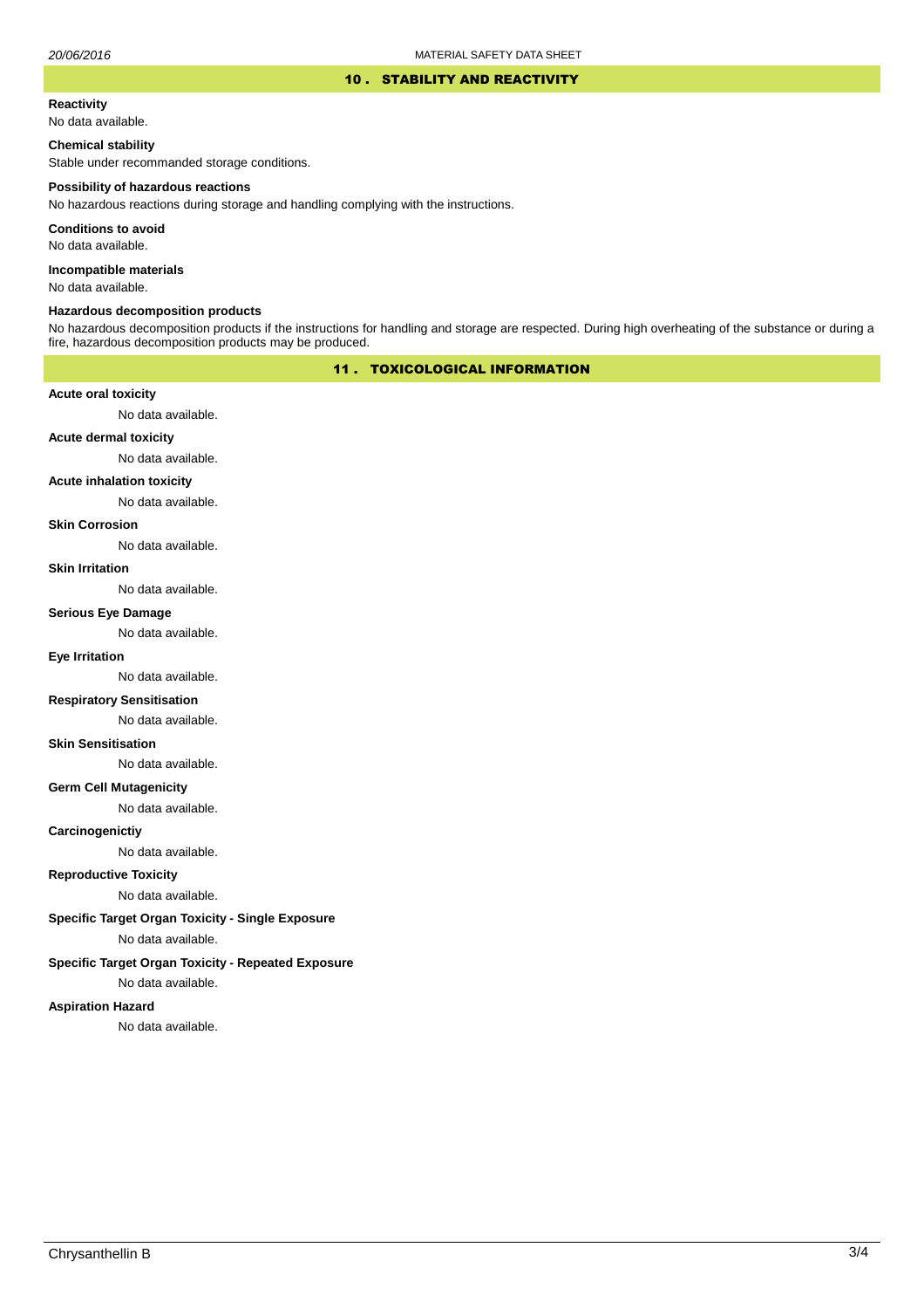## 10 . STABILITY AND REACTIVITY

**Reactivity**

No data available.

**Chemical stability**

Stable under recommanded storage conditions.

**Possibility of hazardous reactions**

No hazardous reactions during storage and handling complying with the instructions.

**Conditions to avoid**

No data available.

**Incompatible materials**

No data available.

**Hazardous decomposition products**

No hazardous decomposition products if the instructions for handling and storage are respected. During high overheating of the substance or during a fire, hazardous decomposition products may be produced.

## 11 . TOXICOLOGICAL INFORMATION

**Acute oral toxicity**

No data available.

**Acute dermal toxicity**

No data available.

**Acute inhalation toxicity**

No data available.

**Skin Corrosion**

No data available.

**Skin Irritation**

No data available.

**Serious Eye Damage**

No data available.

**Eye Irritation**

No data available.

**Respiratory Sensitisation**

No data available.

**Skin Sensitisation**

No data available.

**Germ Cell Mutagenicity**

No data available.

**Carcinogenictiy**

No data available.

**Reproductive Toxicity**

No data available.

**Specific Target Organ Toxicity - Single Exposure**

No data available.

**Specific Target Organ Toxicity - Repeated Exposure**

No data available.

**Aspiration Hazard**

No data available.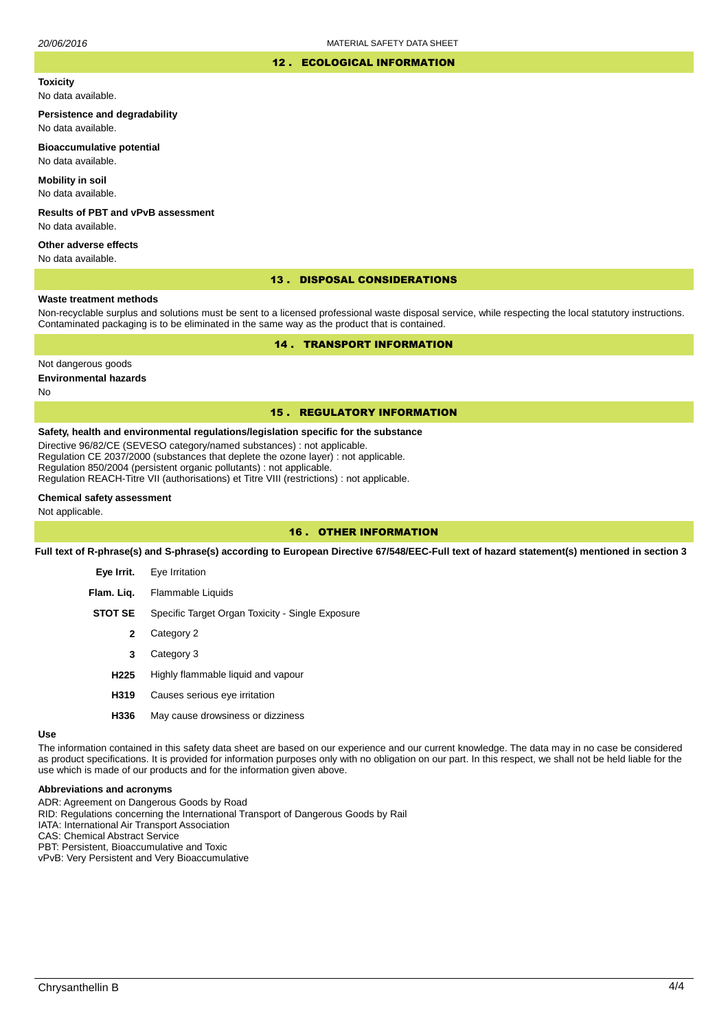## 12 . ECOLOGICAL INFORMATION

**Toxicity**

No data available.

**Persistence and degradability**

No data available.

**Bioaccumulative potential**

No data available.

**Mobility in soil**

No data available.

**Results of PBT and vPvB assessment**

No data available.

**Other adverse effects**

No data available.

## 13 . DISPOSAL CONSIDERATIONS

**Waste treatment methods**

Non-recyclable surplus and solutions must be sent to a licensed professional waste disposal service, while respecting the local statutory instructions. Contaminated packaging is to be eliminated in the same way as the product that is contained.

## 14 . TRANSPORT INFORMATION

Not dangerous goods

**Environmental hazards**

No

## 15 . REGULATORY INFORMATION

**Safety, health and environmental regulations/legislation specific for the substance**

Directive 96/82/CE (SEVESO category/named substances) : not applicable.
Regulation CE 2037/2000 (substances that deplete the ozone layer) : not applicable.
Regulation 850/2004 (persistent organic pollutants) : not applicable.
Regulation REACH-Titre VII (authorisations) et Titre VIII (restrictions) : not applicable.

**Chemical safety assessment**

Not applicable.

## 16 . OTHER INFORMATION

**Full text of R-phrase(s) and S-phrase(s) according to European Directive 67/548/EEC-Full text of hazard statement(s) mentioned in section 3**

| | |
|---|---|
| **Eye Irrit.** | Eye Irritation |
| **Flam. Liq.** | Flammable Liquids |
| **STOT SE** | Specific Target Organ Toxicity - Single Exposure |
| **2** | Category 2 |
| **3** | Category 3 |
| **H225** | Highly flammable liquid and vapour |
| **H319** | Causes serious eye irritation |
| **H336** | May cause drowsiness or dizziness |

**Use**

The information contained in this safety data sheet are based on our experience and our current knowledge. The data may in no case be considered as product specifications. It is provided for information purposes only with no obligation on our part. In this respect, we shall not be held liable for the use which is made of our products and for the information given above.

**Abbreviations and acronyms**

ADR: Agreement on Dangerous Goods by Road
RID: Regulations concerning the International Transport of Dangerous Goods by Rail
IATA: International Air Transport Association
CAS: Chemical Abstract Service
PBT: Persistent, Bioaccumulative and Toxic
vPvB: Very Persistent and Very Bioaccumulative